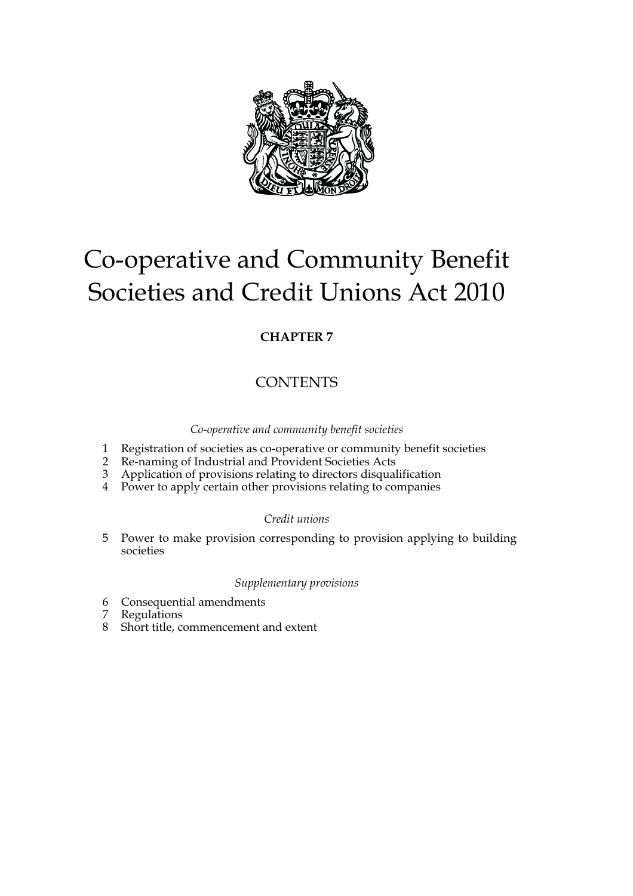# Co-operative and Community Benefit Societies and Credit Unions Act 2010

**CHAPTER 7**

## CONTENTS

*Co-operative and community benefit societies*

1. Registration of societies as co-operative or community benefit societies
2. Re-naming of Industrial and Provident Societies Acts
3. Application of provisions relating to directors disqualification
4. Power to apply certain other provisions relating to companies

*Credit unions*

5. Power to make provision corresponding to provision applying to building societies

*Supplementary provisions*

6. Consequential amendments
7. Regulations
8. Short title, commencement and extent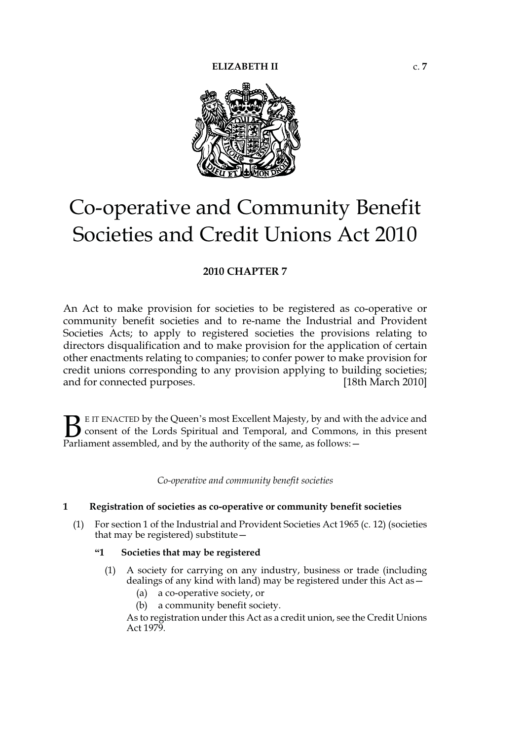# Co-operative and Community Benefit Societies and Credit Unions Act 2010

**2010 CHAPTER 7**

An Act to make provision for societies to be registered as co-operative or community benefit societies and to re-name the Industrial and Provident Societies Acts; to apply to registered societies the provisions relating to directors disqualification and to make provision for the application of certain other enactments relating to companies; to confer power to make provision for credit unions corresponding to any provision applying to building societies; and for connected purposes. [18th March 2010]

BE IT ENACTED by the Queen's most Excellent Majesty, by and with the advice and consent of the Lords Spiritual and Temporal, and Commons, in this present Parliament assembled, and by the authority of the same, as follows:—

*Co-operative and community benefit societies*

**1 Registration of societies as co-operative or community benefit societies**

(1) For section 1 of the Industrial and Provident Societies Act 1965 (c. 12) (societies that may be registered) substitute—

**"1 Societies that may be registered**

(1) A society for carrying on any industry, business or trade (including dealings of any kind with land) may be registered under this Act as—

(a) a co-operative society, or

(b) a community benefit society.

As to registration under this Act as a credit union, see the Credit Unions Act 1979.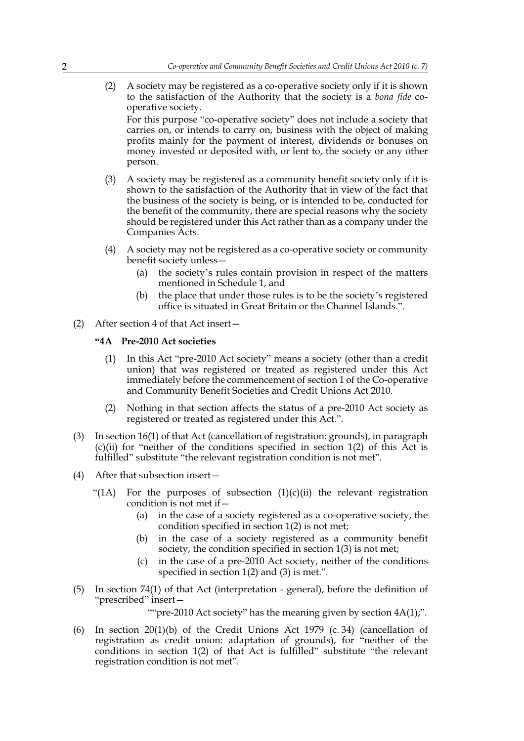(2) A society may be registered as a co-operative society only if it is shown to the satisfaction of the Authority that the society is a *bona fide* co-operative society.

For this purpose "co-operative society" does not include a society that carries on, or intends to carry on, business with the object of making profits mainly for the payment of interest, dividends or bonuses on money invested or deposited with, or lent to, the society or any other person.

(3) A society may be registered as a community benefit society only if it is shown to the satisfaction of the Authority that in view of the fact that the business of the society is being, or is intended to be, conducted for the benefit of the community, there are special reasons why the society should be registered under this Act rather than as a company under the Companies Acts.

(4) A society may not be registered as a co-operative society or community benefit society unless—

(a) the society's rules contain provision in respect of the matters mentioned in Schedule 1, and

(b) the place that under those rules is to be the society's registered office is situated in Great Britain or the Channel Islands.".

(2) After section 4 of that Act insert—

**"4A Pre-2010 Act societies**

(1) In this Act "pre-2010 Act society" means a society (other than a credit union) that was registered or treated as registered under this Act immediately before the commencement of section 1 of the Co-operative and Community Benefit Societies and Credit Unions Act 2010.

(2) Nothing in that section affects the status of a pre-2010 Act society as registered or treated as registered under this Act.".

(3) In section 16(1) of that Act (cancellation of registration: grounds), in paragraph (c)(ii) for "neither of the conditions specified in section 1(2) of this Act is fulfilled" substitute "the relevant registration condition is not met".

(4) After that subsection insert—

"(1A) For the purposes of subsection (1)(c)(ii) the relevant registration condition is not met if—

(a) in the case of a society registered as a co-operative society, the condition specified in section 1(2) is not met;

(b) in the case of a society registered as a community benefit society, the condition specified in section 1(3) is not met;

(c) in the case of a pre-2010 Act society, neither of the conditions specified in section 1(2) and (3) is met.".

(5) In section 74(1) of that Act (interpretation - general), before the definition of "prescribed" insert—

""pre-2010 Act society" has the meaning given by section 4A(1);".

(6) In section 20(1)(b) of the Credit Unions Act 1979 (c. 34) (cancellation of registration as credit union: adaptation of grounds), for "neither of the conditions in section 1(2) of that Act is fulfilled" substitute "the relevant registration condition is not met".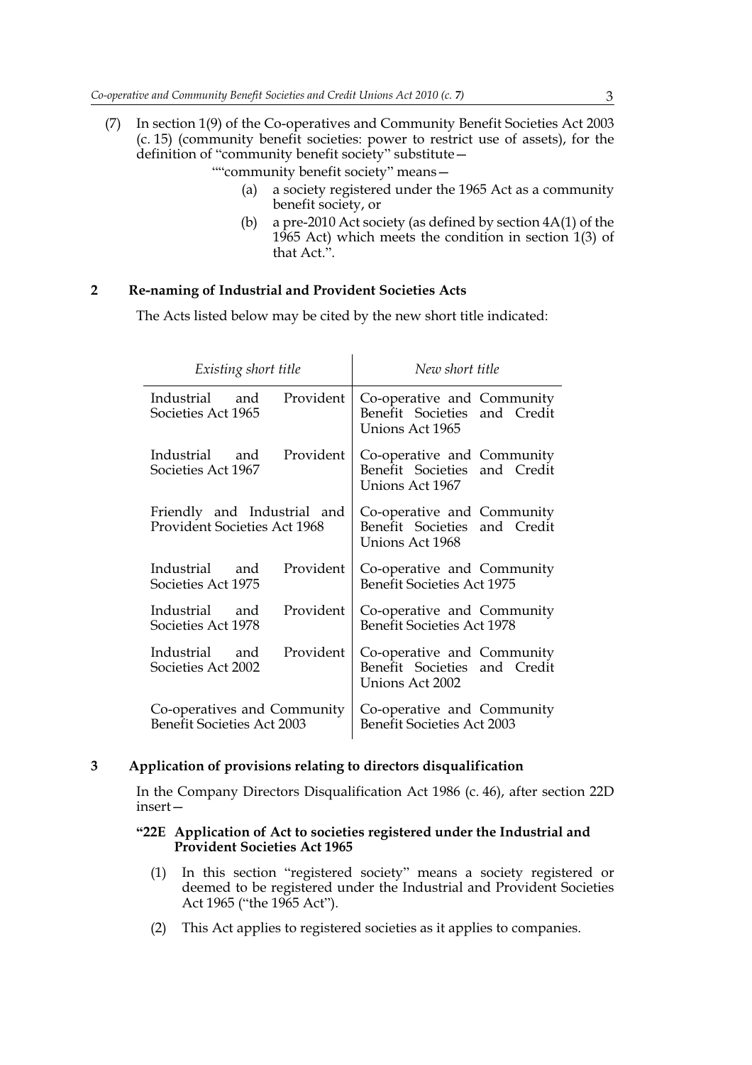(7) In section 1(9) of the Co-operatives and Community Benefit Societies Act 2003 (c. 15) (community benefit societies: power to restrict use of assets), for the definition of "community benefit society" substitute—

""community benefit society" means—

(a) a society registered under the 1965 Act as a community benefit society, or

(b) a pre-2010 Act society (as defined by section 4A(1) of the 1965 Act) which meets the condition in section 1(3) of that Act.".

## 2 Re-naming of Industrial and Provident Societies Acts

The Acts listed below may be cited by the new short title indicated:

| *Existing short title* | *New short title* |
|---|---|
| Industrial and Provident Societies Act 1965 | Co-operative and Community Benefit Societies and Credit Unions Act 1965 |
| Industrial and Provident Societies Act 1967 | Co-operative and Community Benefit Societies and Credit Unions Act 1967 |
| Friendly and Industrial and Provident Societies Act 1968 | Co-operative and Community Benefit Societies and Credit Unions Act 1968 |
| Industrial and Provident Societies Act 1975 | Co-operative and Community Benefit Societies Act 1975 |
| Industrial and Provident Societies Act 1978 | Co-operative and Community Benefit Societies Act 1978 |
| Industrial and Provident Societies Act 2002 | Co-operative and Community Benefit Societies and Credit Unions Act 2002 |
| Co-operatives and Community Benefit Societies Act 2003 | Co-operative and Community Benefit Societies Act 2003 |

## 3 Application of provisions relating to directors disqualification

In the Company Directors Disqualification Act 1986 (c. 46), after section 22D insert—

**"22E Application of Act to societies registered under the Industrial and Provident Societies Act 1965**

(1) In this section "registered society" means a society registered or deemed to be registered under the Industrial and Provident Societies Act 1965 ("the 1965 Act").

(2) This Act applies to registered societies as it applies to companies.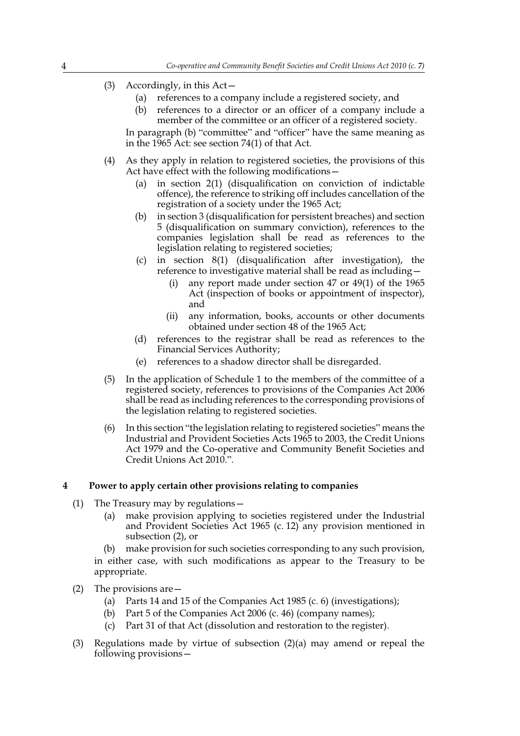(3) Accordingly, in this Act—

   (a) references to a company include a registered society, and

   (b) references to a director or an officer of a company include a member of the committee or an officer of a registered society.

   In paragraph (b) "committee" and "officer" have the same meaning as in the 1965 Act: see section 74(1) of that Act.

(4) As they apply in relation to registered societies, the provisions of this Act have effect with the following modifications—

   (a) in section 2(1) (disqualification on conviction of indictable offence), the reference to striking off includes cancellation of the registration of a society under the 1965 Act;

   (b) in section 3 (disqualification for persistent breaches) and section 5 (disqualification on summary conviction), references to the companies legislation shall be read as references to the legislation relating to registered societies;

   (c) in section 8(1) (disqualification after investigation), the reference to investigative material shall be read as including—

      (i) any report made under section 47 or 49(1) of the 1965 Act (inspection of books or appointment of inspector), and

      (ii) any information, books, accounts or other documents obtained under section 48 of the 1965 Act;

   (d) references to the registrar shall be read as references to the Financial Services Authority;

   (e) references to a shadow director shall be disregarded.

(5) In the application of Schedule 1 to the members of the committee of a registered society, references to provisions of the Companies Act 2006 shall be read as including references to the corresponding provisions of the legislation relating to registered societies.

(6) In this section "the legislation relating to registered societies" means the Industrial and Provident Societies Acts 1965 to 2003, the Credit Unions Act 1979 and the Co-operative and Community Benefit Societies and Credit Unions Act 2010.".

## 4 Power to apply certain other provisions relating to companies

(1) The Treasury may by regulations—

   (a) make provision applying to societies registered under the Industrial and Provident Societies Act 1965 (c. 12) any provision mentioned in subsection (2), or

   (b) make provision for such societies corresponding to any such provision,

   in either case, with such modifications as appear to the Treasury to be appropriate.

(2) The provisions are—

   (a) Parts 14 and 15 of the Companies Act 1985 (c. 6) (investigations);

   (b) Part 5 of the Companies Act 2006 (c. 46) (company names);

   (c) Part 31 of that Act (dissolution and restoration to the register).

(3) Regulations made by virtue of subsection (2)(a) may amend or repeal the following provisions—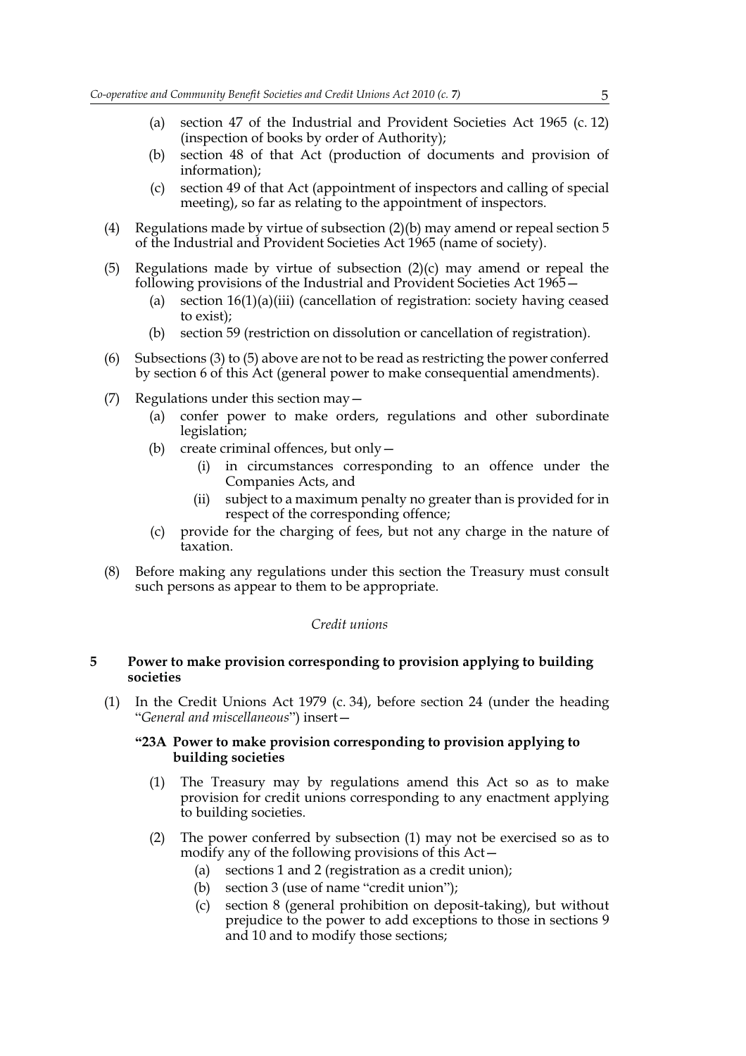(a) section 47 of the Industrial and Provident Societies Act 1965 (c. 12) (inspection of books by order of Authority);

(b) section 48 of that Act (production of documents and provision of information);

(c) section 49 of that Act (appointment of inspectors and calling of special meeting), so far as relating to the appointment of inspectors.

(4) Regulations made by virtue of subsection (2)(b) may amend or repeal section 5 of the Industrial and Provident Societies Act 1965 (name of society).

(5) Regulations made by virtue of subsection (2)(c) may amend or repeal the following provisions of the Industrial and Provident Societies Act 1965—

(a) section 16(1)(a)(iii) (cancellation of registration: society having ceased to exist);

(b) section 59 (restriction on dissolution or cancellation of registration).

(6) Subsections (3) to (5) above are not to be read as restricting the power conferred by section 6 of this Act (general power to make consequential amendments).

(7) Regulations under this section may—

(a) confer power to make orders, regulations and other subordinate legislation;

(b) create criminal offences, but only—

(i) in circumstances corresponding to an offence under the Companies Acts, and

(ii) subject to a maximum penalty no greater than is provided for in respect of the corresponding offence;

(c) provide for the charging of fees, but not any charge in the nature of taxation.

(8) Before making any regulations under this section the Treasury must consult such persons as appear to them to be appropriate.

*Credit unions*

### 5 Power to make provision corresponding to provision applying to building societies

(1) In the Credit Unions Act 1979 (c. 34), before section 24 (under the heading "*General and miscellaneous*") insert—

**"23A Power to make provision corresponding to provision applying to building societies**

(1) The Treasury may by regulations amend this Act so as to make provision for credit unions corresponding to any enactment applying to building societies.

(2) The power conferred by subsection (1) may not be exercised so as to modify any of the following provisions of this Act—

(a) sections 1 and 2 (registration as a credit union);

(b) section 3 (use of name "credit union");

(c) section 8 (general prohibition on deposit-taking), but without prejudice to the power to add exceptions to those in sections 9 and 10 and to modify those sections;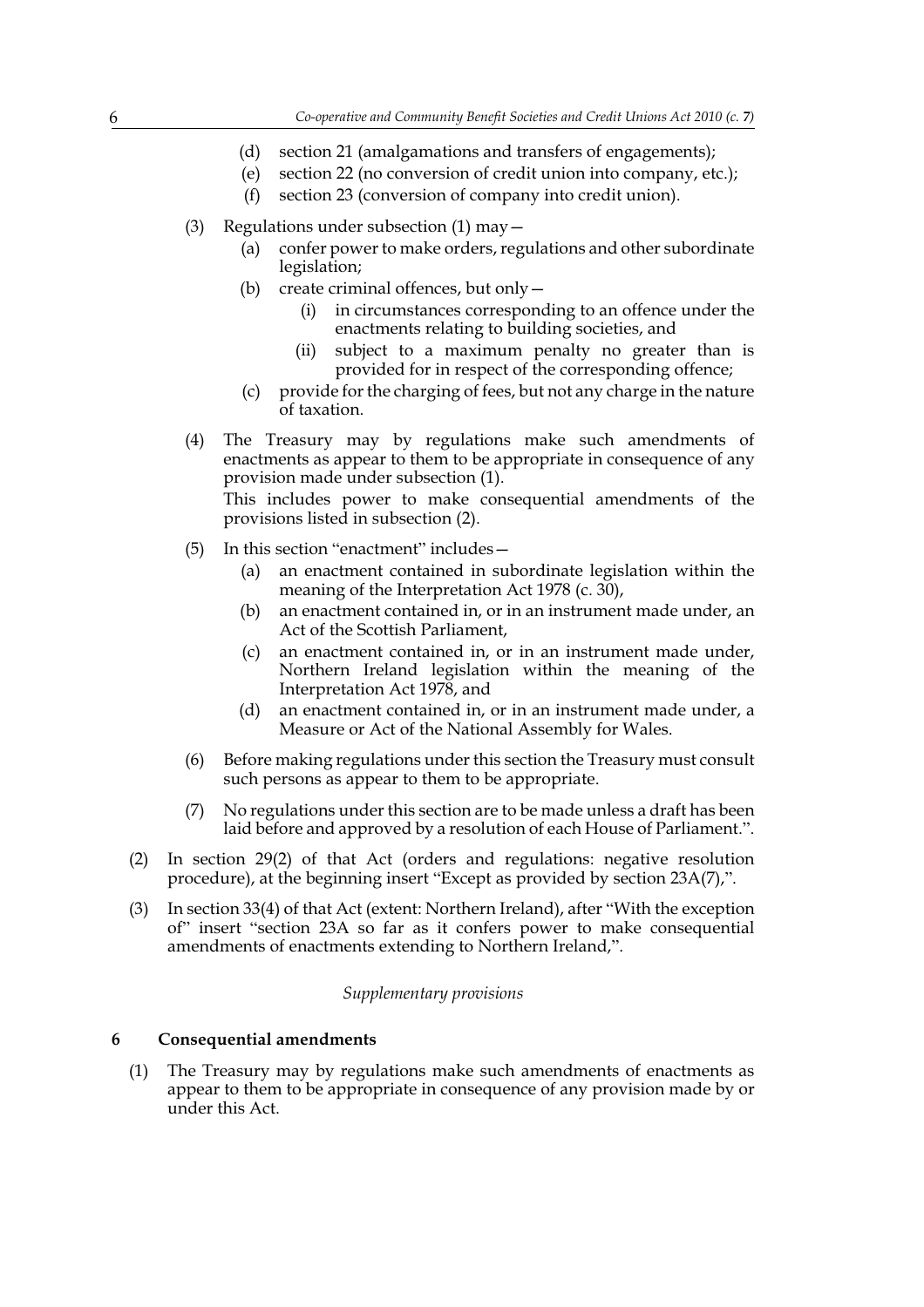(d) section 21 (amalgamations and transfers of engagements);

(e) section 22 (no conversion of credit union into company, etc.);

(f) section 23 (conversion of company into credit union).

(3) Regulations under subsection (1) may—

(a) confer power to make orders, regulations and other subordinate legislation;

(b) create criminal offences, but only—

(i) in circumstances corresponding to an offence under the enactments relating to building societies, and

(ii) subject to a maximum penalty no greater than is provided for in respect of the corresponding offence;

(c) provide for the charging of fees, but not any charge in the nature of taxation.

(4) The Treasury may by regulations make such amendments of enactments as appear to them to be appropriate in consequence of any provision made under subsection (1).

This includes power to make consequential amendments of the provisions listed in subsection (2).

(5) In this section "enactment" includes—

(a) an enactment contained in subordinate legislation within the meaning of the Interpretation Act 1978 (c. 30),

(b) an enactment contained in, or in an instrument made under, an Act of the Scottish Parliament,

(c) an enactment contained in, or in an instrument made under, Northern Ireland legislation within the meaning of the Interpretation Act 1978, and

(d) an enactment contained in, or in an instrument made under, a Measure or Act of the National Assembly for Wales.

(6) Before making regulations under this section the Treasury must consult such persons as appear to them to be appropriate.

(7) No regulations under this section are to be made unless a draft has been laid before and approved by a resolution of each House of Parliament.".

(2) In section 29(2) of that Act (orders and regulations: negative resolution procedure), at the beginning insert "Except as provided by section 23A(7),".

(3) In section 33(4) of that Act (extent: Northern Ireland), after "With the exception of" insert "section 23A so far as it confers power to make consequential amendments of enactments extending to Northern Ireland,".

*Supplementary provisions*

## 6 Consequential amendments

(1) The Treasury may by regulations make such amendments of enactments as appear to them to be appropriate in consequence of any provision made by or under this Act.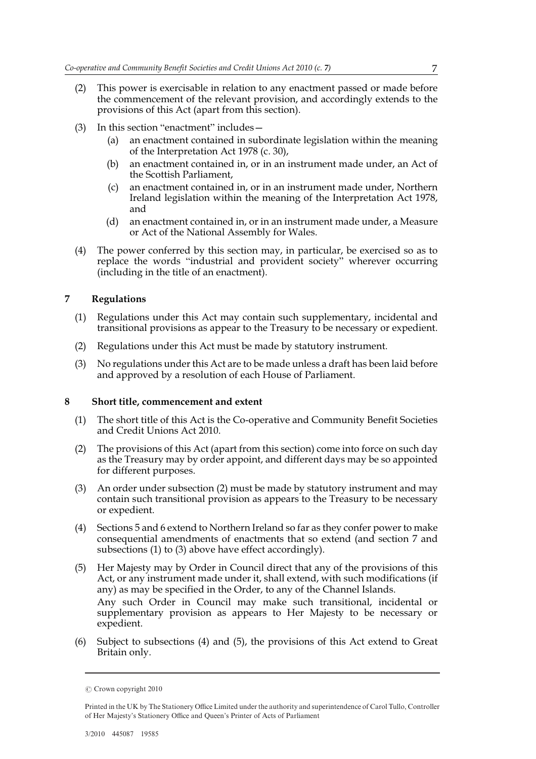(2) This power is exercisable in relation to any enactment passed or made before the commencement of the relevant provision, and accordingly extends to the provisions of this Act (apart from this section).

(3) In this section "enactment" includes—

 (a) an enactment contained in subordinate legislation within the meaning of the Interpretation Act 1978 (c. 30),

 (b) an enactment contained in, or in an instrument made under, an Act of the Scottish Parliament,

 (c) an enactment contained in, or in an instrument made under, Northern Ireland legislation within the meaning of the Interpretation Act 1978, and

 (d) an enactment contained in, or in an instrument made under, a Measure or Act of the National Assembly for Wales.

(4) The power conferred by this section may, in particular, be exercised so as to replace the words "industrial and provident society" wherever occurring (including in the title of an enactment).

## 7 Regulations

(1) Regulations under this Act may contain such supplementary, incidental and transitional provisions as appear to the Treasury to be necessary or expedient.

(2) Regulations under this Act must be made by statutory instrument.

(3) No regulations under this Act are to be made unless a draft has been laid before and approved by a resolution of each House of Parliament.

## 8 Short title, commencement and extent

(1) The short title of this Act is the Co-operative and Community Benefit Societies and Credit Unions Act 2010.

(2) The provisions of this Act (apart from this section) come into force on such day as the Treasury may by order appoint, and different days may be so appointed for different purposes.

(3) An order under subsection (2) must be made by statutory instrument and may contain such transitional provision as appears to the Treasury to be necessary or expedient.

(4) Sections 5 and 6 extend to Northern Ireland so far as they confer power to make consequential amendments of enactments that so extend (and section 7 and subsections (1) to (3) above have effect accordingly).

(5) Her Majesty may by Order in Council direct that any of the provisions of this Act, or any instrument made under it, shall extend, with such modifications (if any) as may be specified in the Order, to any of the Channel Islands.
Any such Order in Council may make such transitional, incidental or supplementary provision as appears to Her Majesty to be necessary or expedient.

(6) Subject to subsections (4) and (5), the provisions of this Act extend to Great Britain only.

---

© Crown copyright 2010

Printed in the UK by The Stationery Office Limited under the authority and superintendence of Carol Tullo, Controller of Her Majesty's Stationery Office and Queen's Printer of Acts of Parliament

3/2010 445087 19585